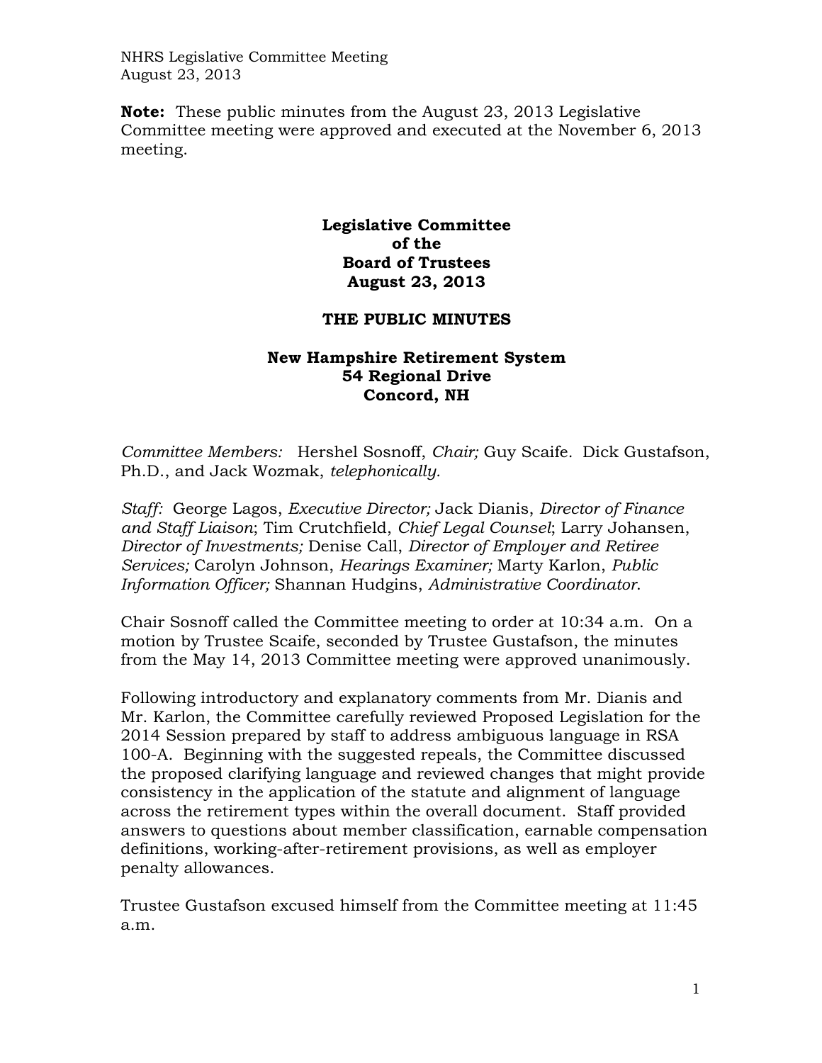**Note:** These public minutes from the August 23, 2013 Legislative Committee meeting were approved and executed at the November 6, 2013 meeting.

**Legislative Committee**
**of the**
**Board of Trustees**
**August 23, 2013**

**THE PUBLIC MINUTES**

**New Hampshire Retirement System**
**54 Regional Drive**
**Concord, NH**

*Committee Members:* Hershel Sosnoff, *Chair;* Guy Scaife. Dick Gustafson, Ph.D., and Jack Wozmak, *telephonically.*

*Staff:* George Lagos, *Executive Director;* Jack Dianis, *Director of Finance and Staff Liaison*; Tim Crutchfield, *Chief Legal Counsel*; Larry Johansen, *Director of Investments;* Denise Call, *Director of Employer and Retiree Services;* Carolyn Johnson, *Hearings Examiner;* Marty Karlon, *Public Information Officer;* Shannan Hudgins, *Administrative Coordinator*.

Chair Sosnoff called the Committee meeting to order at 10:34 a.m. On a motion by Trustee Scaife, seconded by Trustee Gustafson, the minutes from the May 14, 2013 Committee meeting were approved unanimously.

Following introductory and explanatory comments from Mr. Dianis and Mr. Karlon, the Committee carefully reviewed Proposed Legislation for the 2014 Session prepared by staff to address ambiguous language in RSA 100-A. Beginning with the suggested repeals, the Committee discussed the proposed clarifying language and reviewed changes that might provide consistency in the application of the statute and alignment of language across the retirement types within the overall document. Staff provided answers to questions about member classification, earnable compensation definitions, working-after-retirement provisions, as well as employer penalty allowances.

Trustee Gustafson excused himself from the Committee meeting at 11:45 a.m.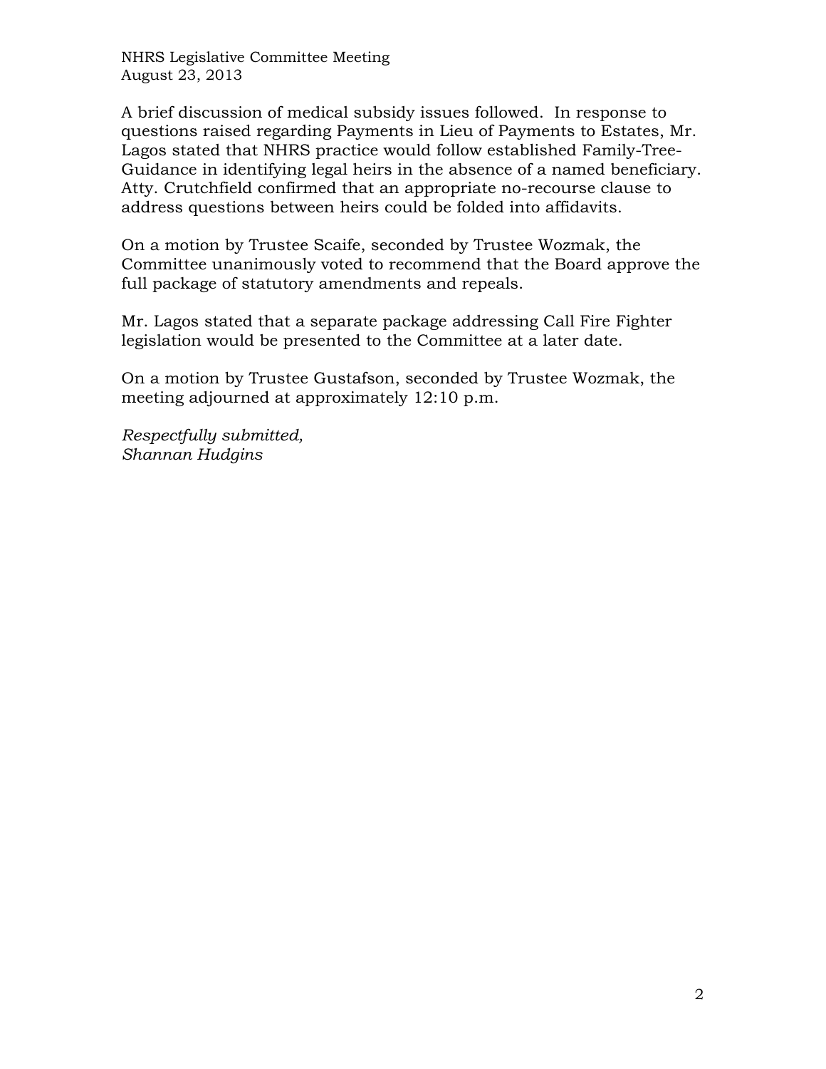A brief discussion of medical subsidy issues followed. In response to questions raised regarding Payments in Lieu of Payments to Estates, Mr. Lagos stated that NHRS practice would follow established Family-Tree-Guidance in identifying legal heirs in the absence of a named beneficiary. Atty. Crutchfield confirmed that an appropriate no-recourse clause to address questions between heirs could be folded into affidavits.

On a motion by Trustee Scaife, seconded by Trustee Wozmak, the Committee unanimously voted to recommend that the Board approve the full package of statutory amendments and repeals.

Mr. Lagos stated that a separate package addressing Call Fire Fighter legislation would be presented to the Committee at a later date.

On a motion by Trustee Gustafson, seconded by Trustee Wozmak, the meeting adjourned at approximately 12:10 p.m.

*Respectfully submitted,*
*Shannan Hudgins*